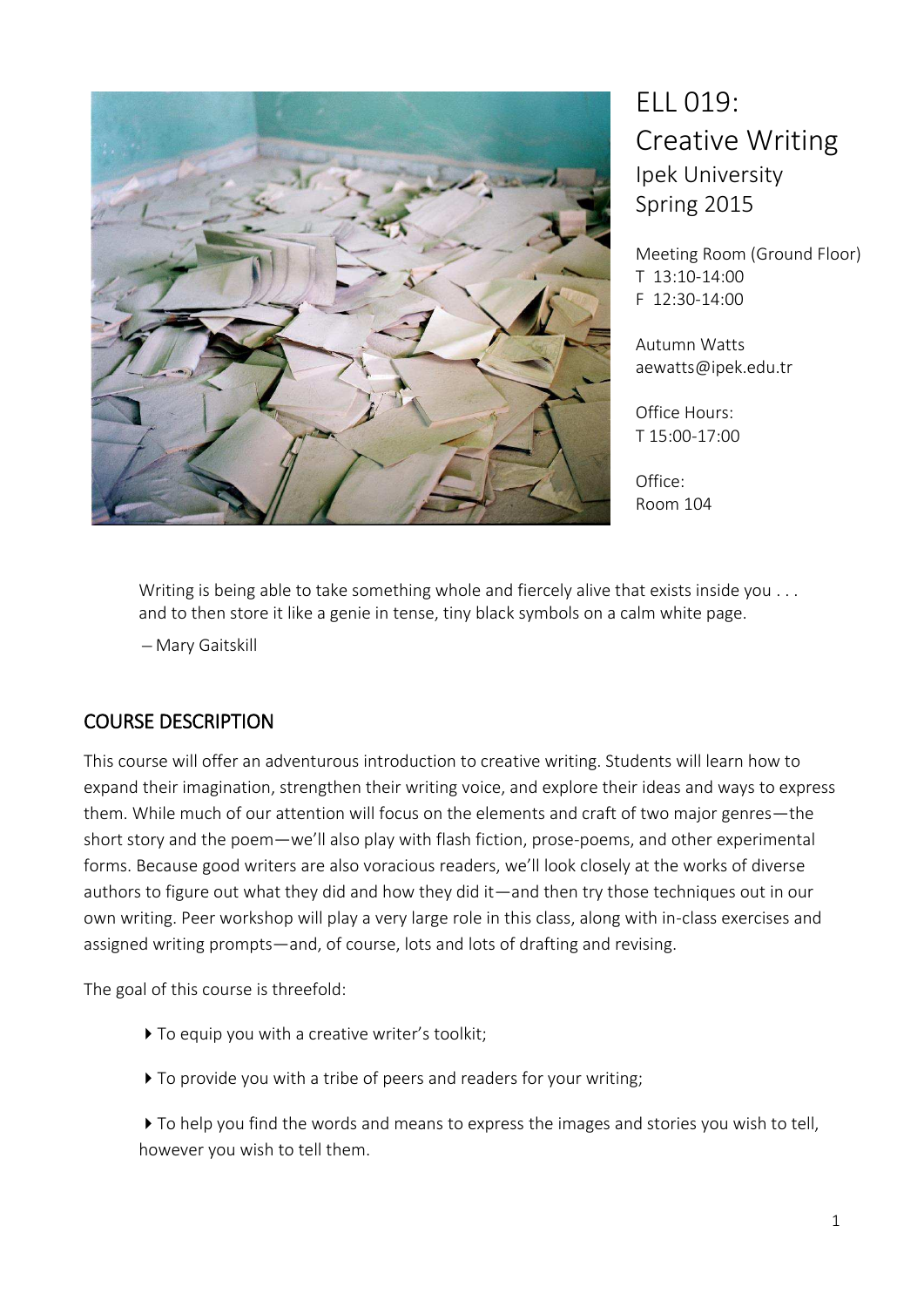# ELL 019: Creative Writing

Ipek University
Spring 2015

Meeting Room (Ground Floor)
T 13:10-14:00
F 12:30-14:00

Autumn Watts
aewatts@ipek.edu.tr

Office Hours:
T 15:00-17:00

Office:
Room 104

> Writing is being able to take something whole and fiercely alive that exists inside you . . . and to then store it like a genie in tense, tiny black symbols on a calm white page.
>
> – Mary Gaitskill

## COURSE DESCRIPTION

This course will offer an adventurous introduction to creative writing. Students will learn how to expand their imagination, strengthen their writing voice, and explore their ideas and ways to express them. While much of our attention will focus on the elements and craft of two major genres—the short story and the poem—we'll also play with flash fiction, prose-poems, and other experimental forms. Because good writers are also voracious readers, we'll look closely at the works of diverse authors to figure out what they did and how they did it—and then try those techniques out in our own writing. Peer workshop will play a very large role in this class, along with in-class exercises and assigned writing prompts—and, of course, lots and lots of drafting and revising.

The goal of this course is threefold:

- To equip you with a creative writer's toolkit;
- To provide you with a tribe of peers and readers for your writing;
- To help you find the words and means to express the images and stories you wish to tell, however you wish to tell them.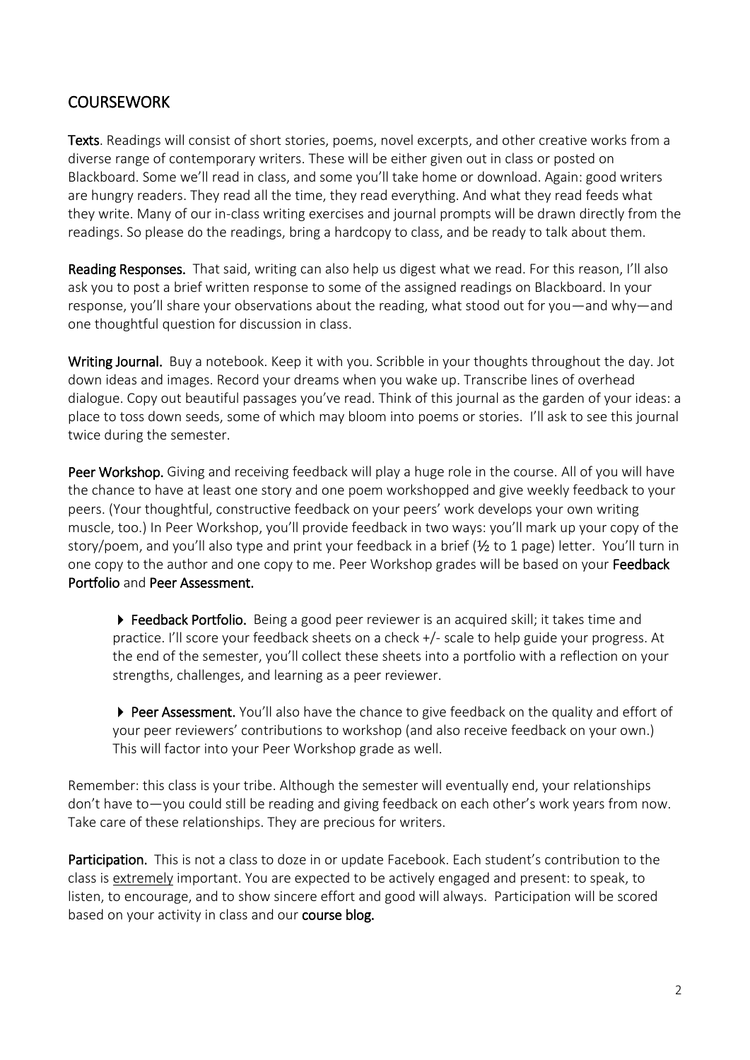## COURSEWORK

**Texts**. Readings will consist of short stories, poems, novel excerpts, and other creative works from a diverse range of contemporary writers. These will be either given out in class or posted on Blackboard. Some we'll read in class, and some you'll take home or download. Again: good writers are hungry readers. They read all the time, they read everything. And what they read feeds what they write. Many of our in-class writing exercises and journal prompts will be drawn directly from the readings. So please do the readings, bring a hardcopy to class, and be ready to talk about them.

**Reading Responses.** That said, writing can also help us digest what we read. For this reason, I'll also ask you to post a brief written response to some of the assigned readings on Blackboard. In your response, you'll share your observations about the reading, what stood out for you—and why—and one thoughtful question for discussion in class.

**Writing Journal.** Buy a notebook. Keep it with you. Scribble in your thoughts throughout the day. Jot down ideas and images. Record your dreams when you wake up. Transcribe lines of overhead dialogue. Copy out beautiful passages you've read. Think of this journal as the garden of your ideas: a place to toss down seeds, some of which may bloom into poems or stories. I'll ask to see this journal twice during the semester.

**Peer Workshop.** Giving and receiving feedback will play a huge role in the course. All of you will have the chance to have at least one story and one poem workshopped and give weekly feedback to your peers. (Your thoughtful, constructive feedback on your peers' work develops your own writing muscle, too.) In Peer Workshop, you'll provide feedback in two ways: you'll mark up your copy of the story/poem, and you'll also type and print your feedback in a brief (½ to 1 page) letter. You'll turn in one copy to the author and one copy to me. Peer Workshop grades will be based on your **Feedback Portfolio** and **Peer Assessment.**

> ▶ **Feedback Portfolio.** Being a good peer reviewer is an acquired skill; it takes time and practice. I'll score your feedback sheets on a check +/- scale to help guide your progress. At the end of the semester, you'll collect these sheets into a portfolio with a reflection on your strengths, challenges, and learning as a peer reviewer.
>
> ▶ **Peer Assessment.** You'll also have the chance to give feedback on the quality and effort of your peer reviewers' contributions to workshop (and also receive feedback on your own.) This will factor into your Peer Workshop grade as well.

Remember: this class is your tribe. Although the semester will eventually end, your relationships don't have to—you could still be reading and giving feedback on each other's work years from now. Take care of these relationships. They are precious for writers.

**Participation.** This is not a class to doze in or update Facebook. Each student's contribution to the class is <u>extremely</u> important. You are expected to be actively engaged and present: to speak, to listen, to encourage, and to show sincere effort and good will always. Participation will be scored based on your activity in class and our **course blog.**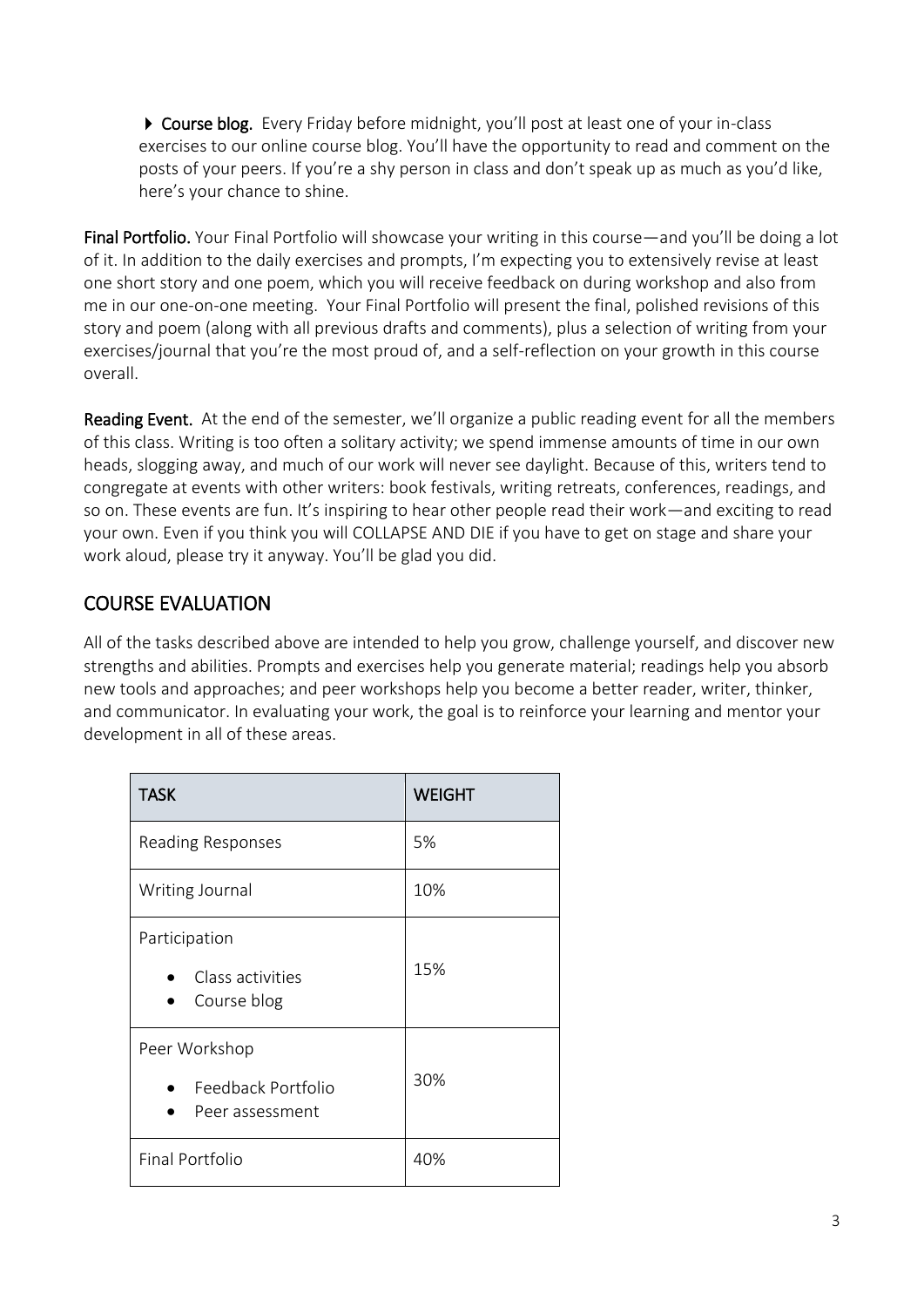- **Course blog.** Every Friday before midnight, you'll post at least one of your in-class exercises to our online course blog. You'll have the opportunity to read and comment on the posts of your peers. If you're a shy person in class and don't speak up as much as you'd like, here's your chance to shine.

**Final Portfolio.** Your Final Portfolio will showcase your writing in this course—and you'll be doing a lot of it. In addition to the daily exercises and prompts, I'm expecting you to extensively revise at least one short story and one poem, which you will receive feedback on during workshop and also from me in our one-on-one meeting. Your Final Portfolio will present the final, polished revisions of this story and poem (along with all previous drafts and comments), plus a selection of writing from your exercises/journal that you're the most proud of, and a self-reflection on your growth in this course overall.

**Reading Event.** At the end of the semester, we'll organize a public reading event for all the members of this class. Writing is too often a solitary activity; we spend immense amounts of time in our own heads, slogging away, and much of our work will never see daylight. Because of this, writers tend to congregate at events with other writers: book festivals, writing retreats, conferences, readings, and so on. These events are fun. It's inspiring to hear other people read their work—and exciting to read your own. Even if you think you will COLLAPSE AND DIE if you have to get on stage and share your work aloud, please try it anyway. You'll be glad you did.

## COURSE EVALUATION

All of the tasks described above are intended to help you grow, challenge yourself, and discover new strengths and abilities. Prompts and exercises help you generate material; readings help you absorb new tools and approaches; and peer workshops help you become a better reader, writer, thinker, and communicator. In evaluating your work, the goal is to reinforce your learning and mentor your development in all of these areas.

| TASK | WEIGHT |
| --- | --- |
| Reading Responses | 5% |
| Writing Journal | 10% |
| Participation<br>• Class activities<br>• Course blog | 15% |
| Peer Workshop<br>• Feedback Portfolio<br>• Peer assessment | 30% |
| Final Portfolio | 40% |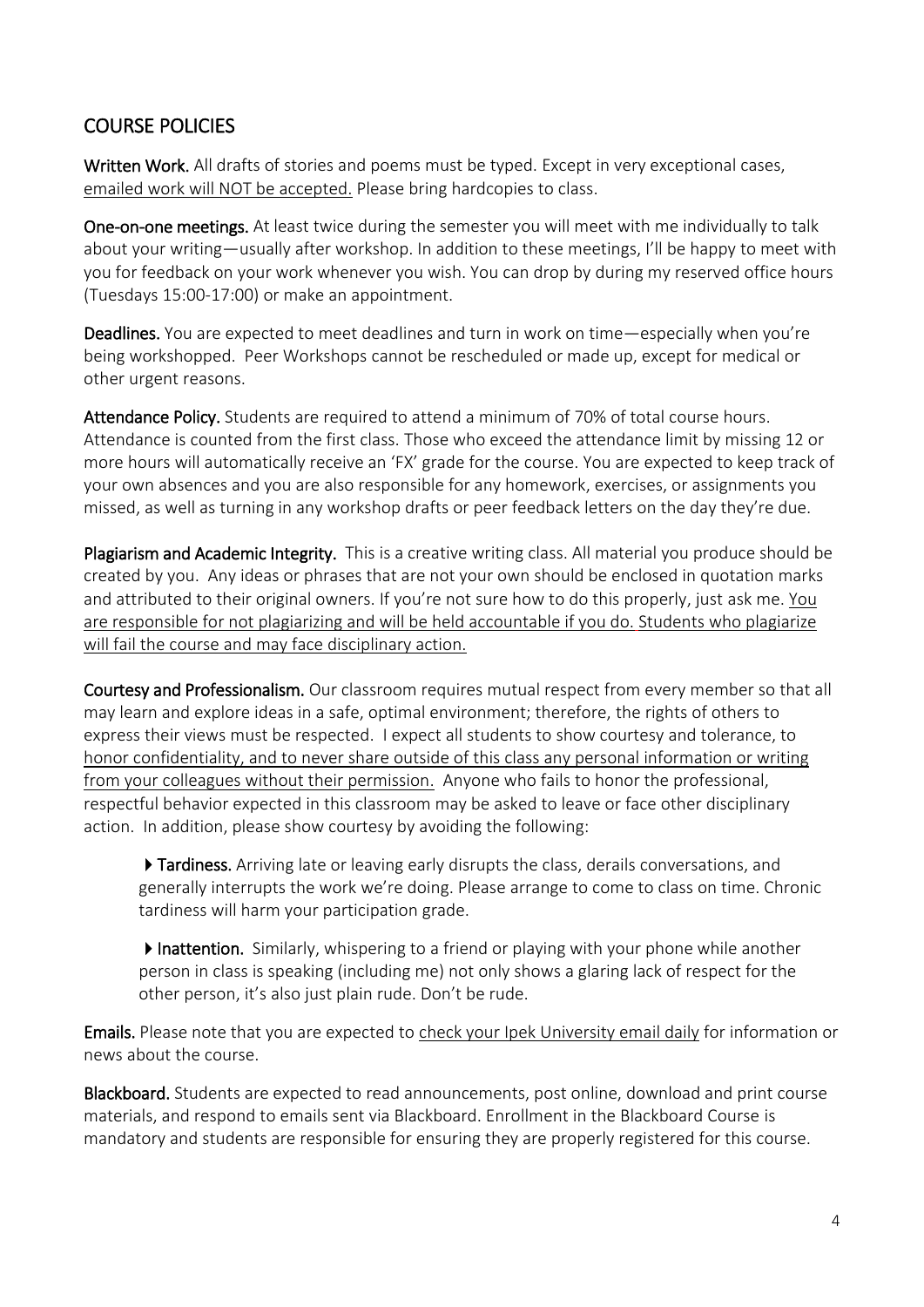## COURSE POLICIES

**Written Work.** All drafts of stories and poems must be typed. Except in very exceptional cases, <u>emailed work will NOT be accepted.</u> Please bring hardcopies to class.

**One-on-one meetings.** At least twice during the semester you will meet with me individually to talk about your writing—usually after workshop. In addition to these meetings, I'll be happy to meet with you for feedback on your work whenever you wish. You can drop by during my reserved office hours (Tuesdays 15:00-17:00) or make an appointment.

**Deadlines.** You are expected to meet deadlines and turn in work on time—especially when you're being workshopped. Peer Workshops cannot be rescheduled or made up, except for medical or other urgent reasons.

**Attendance Policy.** Students are required to attend a minimum of 70% of total course hours. Attendance is counted from the first class. Those who exceed the attendance limit by missing 12 or more hours will automatically receive an 'FX' grade for the course. You are expected to keep track of your own absences and you are also responsible for any homework, exercises, or assignments you missed, as well as turning in any workshop drafts or peer feedback letters on the day they're due.

**Plagiarism and Academic Integrity.** This is a creative writing class. All material you produce should be created by you. Any ideas or phrases that are not your own should be enclosed in quotation marks and attributed to their original owners. If you're not sure how to do this properly, just ask me. <u>You are responsible for not plagiarizing and will be held accountable if you do. Students who plagiarize will fail the course and may face disciplinary action.</u>

**Courtesy and Professionalism.** Our classroom requires mutual respect from every member so that all may learn and explore ideas in a safe, optimal environment; therefore, the rights of others to express their views must be respected. I expect all students to show courtesy and tolerance, to <u>honor confidentiality, and to never share outside of this class any personal information or writing from your colleagues without their permission.</u> Anyone who fails to honor the professional, respectful behavior expected in this classroom may be asked to leave or face other disciplinary action. In addition, please show courtesy by avoiding the following:

- **Tardiness.** Arriving late or leaving early disrupts the class, derails conversations, and generally interrupts the work we're doing. Please arrange to come to class on time. Chronic tardiness will harm your participation grade.

- **Inattention.** Similarly, whispering to a friend or playing with your phone while another person in class is speaking (including me) not only shows a glaring lack of respect for the other person, it's also just plain rude. Don't be rude.

**Emails.** Please note that you are expected to <u>check your Ipek University email daily</u> for information or news about the course.

**Blackboard.** Students are expected to read announcements, post online, download and print course materials, and respond to emails sent via Blackboard. Enrollment in the Blackboard Course is mandatory and students are responsible for ensuring they are properly registered for this course.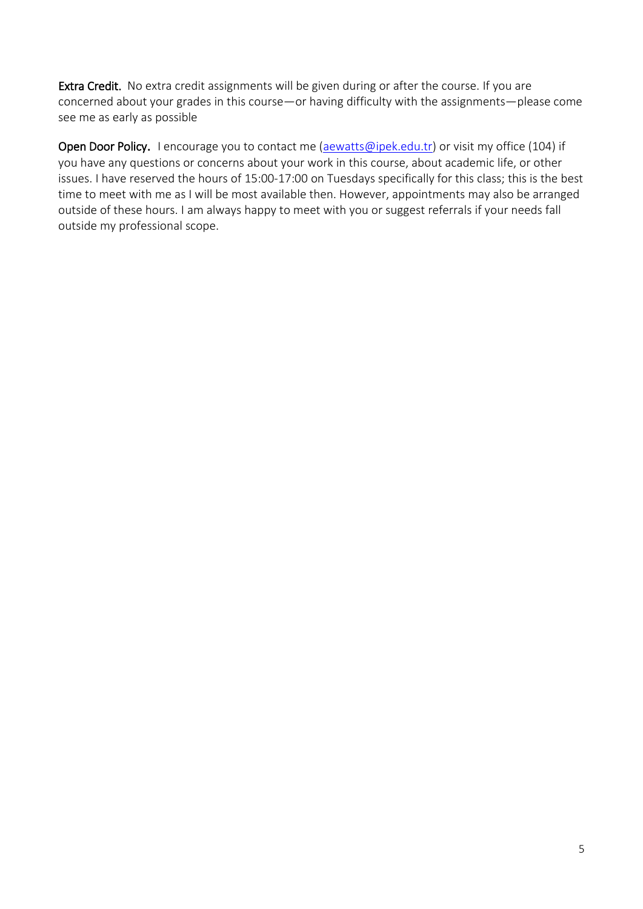**Extra Credit.** No extra credit assignments will be given during or after the course. If you are concerned about your grades in this course—or having difficulty with the assignments—please come see me as early as possible

**Open Door Policy.** I encourage you to contact me (aewatts@ipek.edu.tr) or visit my office (104) if you have any questions or concerns about your work in this course, about academic life, or other issues. I have reserved the hours of 15:00-17:00 on Tuesdays specifically for this class; this is the best time to meet with me as I will be most available then. However, appointments may also be arranged outside of these hours. I am always happy to meet with you or suggest referrals if your needs fall outside my professional scope.